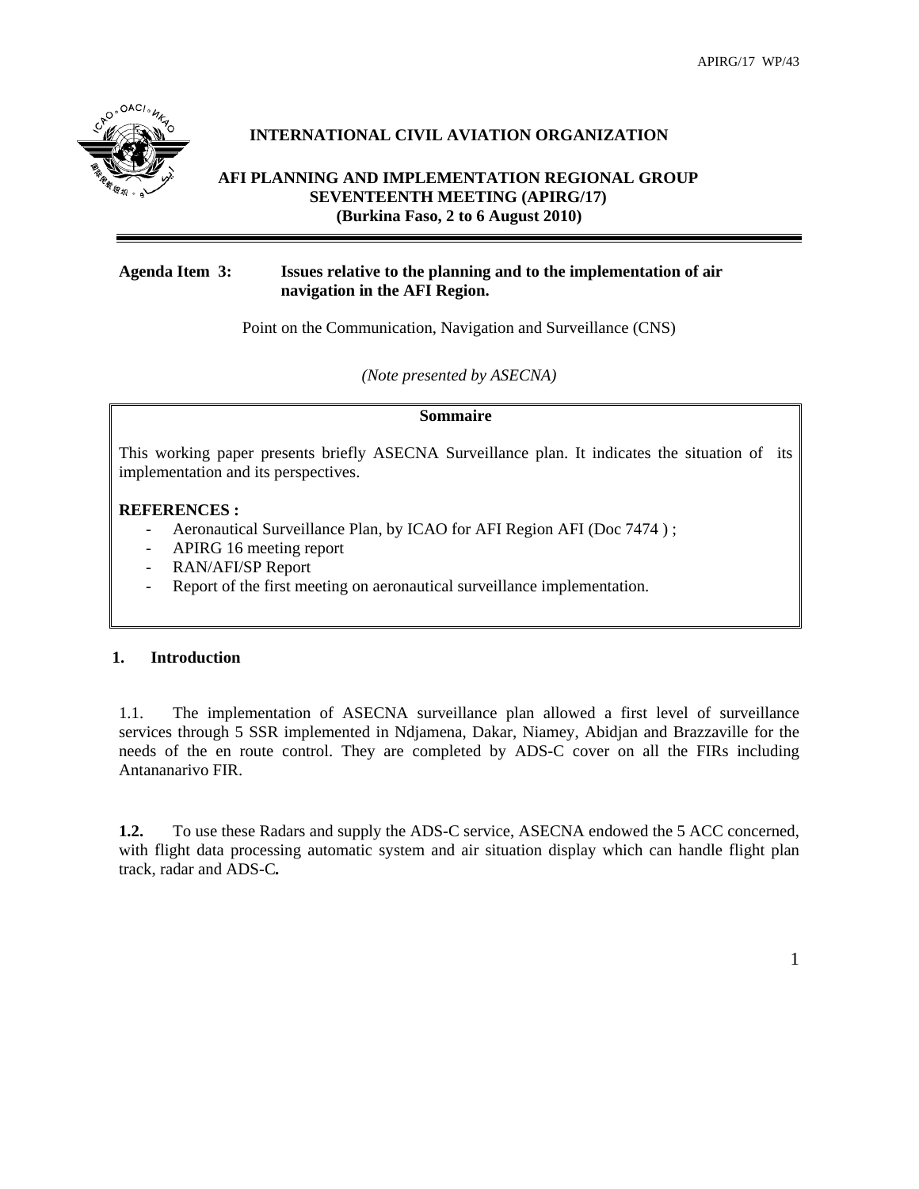**INTERNATIONAL CIVIL AVIATION ORGANIZATION**

**AFI PLANNING AND IMPLEMENTATION REGIONAL GROUP SEVENTEENTH MEETING (APIRG/17) (Burkina Faso, 2 to 6 August 2010)**

---

**Agenda Item 3: Issues relative to the planning and to the implementation of air navigation in the AFI Region.**

Point on the Communication, Navigation and Surveillance (CNS)

*(Note presented by ASECNA)*

| **Sommaire** |
|---|
| This working paper presents briefly ASECNA Surveillance plan. It indicates the situation of its implementation and its perspectives.<br><br>**REFERENCES :**<br>- Aeronautical Surveillance Plan, by ICAO for AFI Region AFI (Doc 7474 ) ;<br>- APIRG 16 meeting report<br>- RAN/AFI/SP Report<br>- Report of the first meeting on aeronautical surveillance implementation. |

## 1. Introduction

1.1. The implementation of ASECNA surveillance plan allowed a first level of surveillance services through 5 SSR implemented in Ndjamena, Dakar, Niamey, Abidjan and Brazzaville for the needs of the en route control. They are completed by ADS-C cover on all the FIRs including Antananarivo FIR.

**1.2.** To use these Radars and supply the ADS-C service, ASECNA endowed the 5 ACC concerned, with flight data processing automatic system and air situation display which can handle flight plan track, radar and ADS-C**.**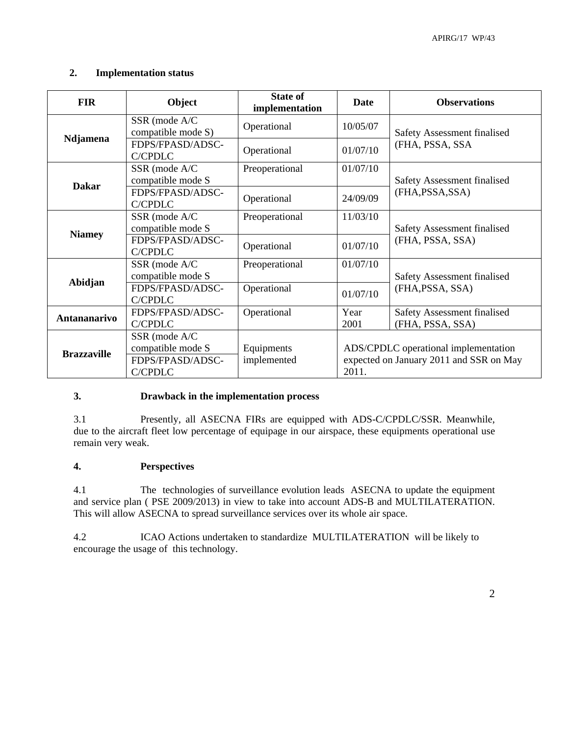## 2. Implementation status

| FIR | Object | State of implementation | Date | Observations |
|---|---|---|---|---|
| Ndjamena | SSR (mode A/C compatible mode S) | Operational | 10/05/07 | Safety Assessment finalised (FHA, PSSA, SSA |
| | FDPS/FPASD/ADSC-C/CPDLC | Operational | 01/07/10 | |
| Dakar | SSR (mode A/C compatible mode S | Preoperational | 01/07/10 | Safety Assessment finalised (FHA,PSSA,SSA) |
| | FDPS/FPASD/ADSC-C/CPDLC | Operational | 24/09/09 | |
| Niamey | SSR (mode A/C compatible mode S | Preoperational | 11/03/10 | Safety Assessment finalised (FHA, PSSA, SSA) |
| | FDPS/FPASD/ADSC-C/CPDLC | Operational | 01/07/10 | |
| Abidjan | SSR (mode A/C compatible mode S | Preoperational | 01/07/10 | Safety Assessment finalised (FHA,PSSA, SSA) |
| | FDPS/FPASD/ADSC-C/CPDLC | Operational | 01/07/10 | |
| Antananarivo | FDPS/FPASD/ADSC-C/CPDLC | Operational | Year 2001 | Safety Assessment finalised (FHA, PSSA, SSA) |
| Brazzaville | SSR (mode A/C compatible mode S | Equipments implemented | ADS/CPDLC operational implementation expected on January 2011 and SSR on May 2011. | |
| | FDPS/FPASD/ADSC-C/CPDLC | | | |

## 3. Drawback in the implementation process

3.1 Presently, all ASECNA FIRs are equipped with ADS-C/CPDLC/SSR. Meanwhile, due to the aircraft fleet low percentage of equipage in our airspace, these equipments operational use remain very weak.

## 4. Perspectives

4.1 The technologies of surveillance evolution leads ASECNA to update the equipment and service plan ( PSE 2009/2013) in view to take into account ADS-B and MULTILATERATION. This will allow ASECNA to spread surveillance services over its whole air space.

4.2 ICAO Actions undertaken to standardize MULTILATERATION will be likely to encourage the usage of this technology.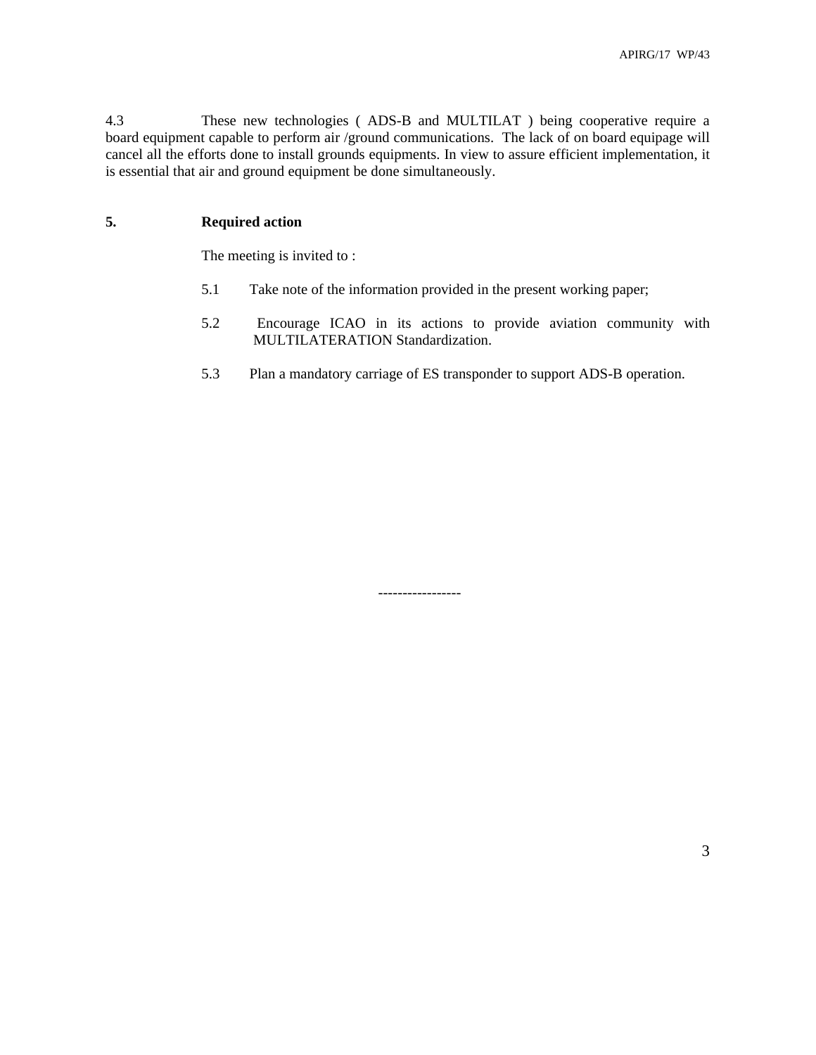4.3 These new technologies ( ADS-B and MULTILAT ) being cooperative require a board equipment capable to perform air /ground communications. The lack of on board equipage will cancel all the efforts done to install grounds equipments. In view to assure efficient implementation, it is essential that air and ground equipment be done simultaneously.

## 5. Required action

The meeting is invited to :

5.1 Take note of the information provided in the present working paper;

5.2 Encourage ICAO in its actions to provide aviation community with MULTILATERATION Standardization.

5.3 Plan a mandatory carriage of ES transponder to support ADS-B operation.

-----------------